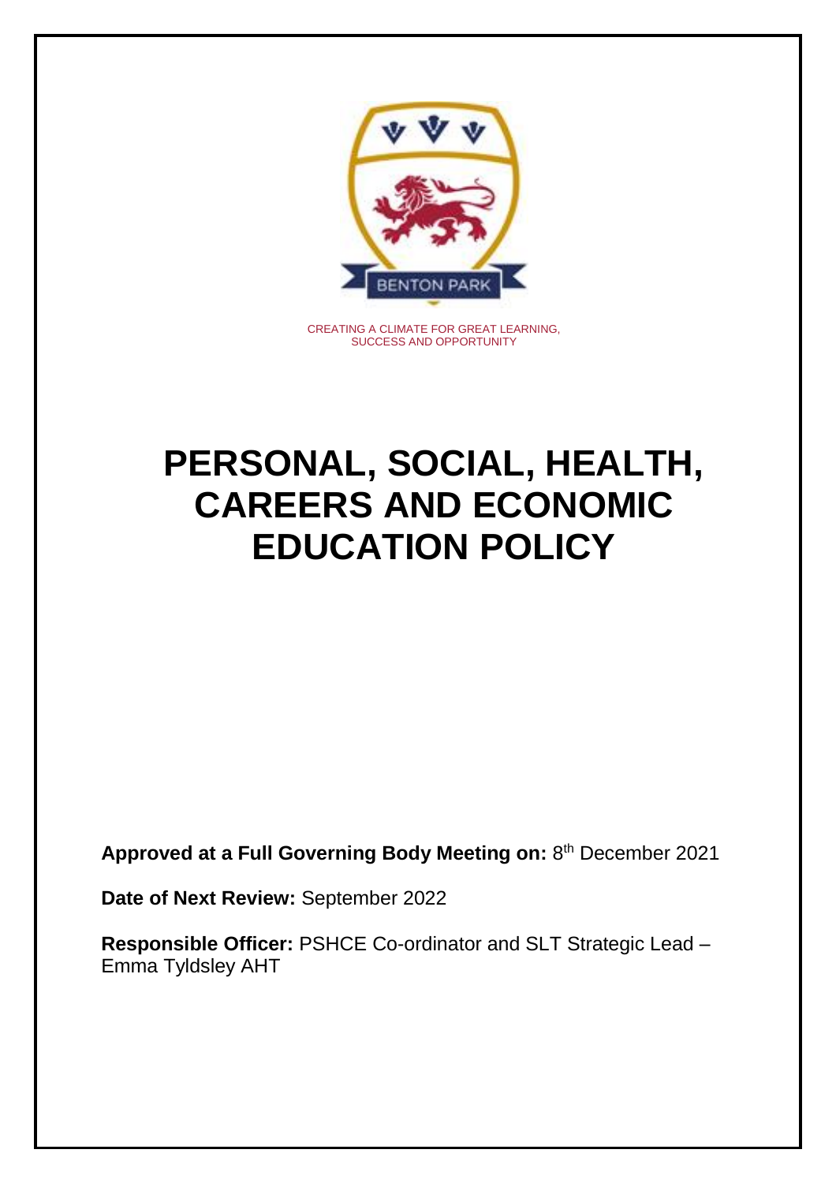BENTON PARK

CREATING A CLIMATE FOR GREAT LEARNING, SUCCESS AND OPPORTUNITY

# PERSONAL, SOCIAL, HEALTH, CAREERS AND ECONOMIC EDUCATION POLICY

**Approved at a Full Governing Body Meeting on:** 8th December 2021

**Date of Next Review:** September 2022

**Responsible Officer:** PSHCE Co-ordinator and SLT Strategic Lead – Emma Tyldsley AHT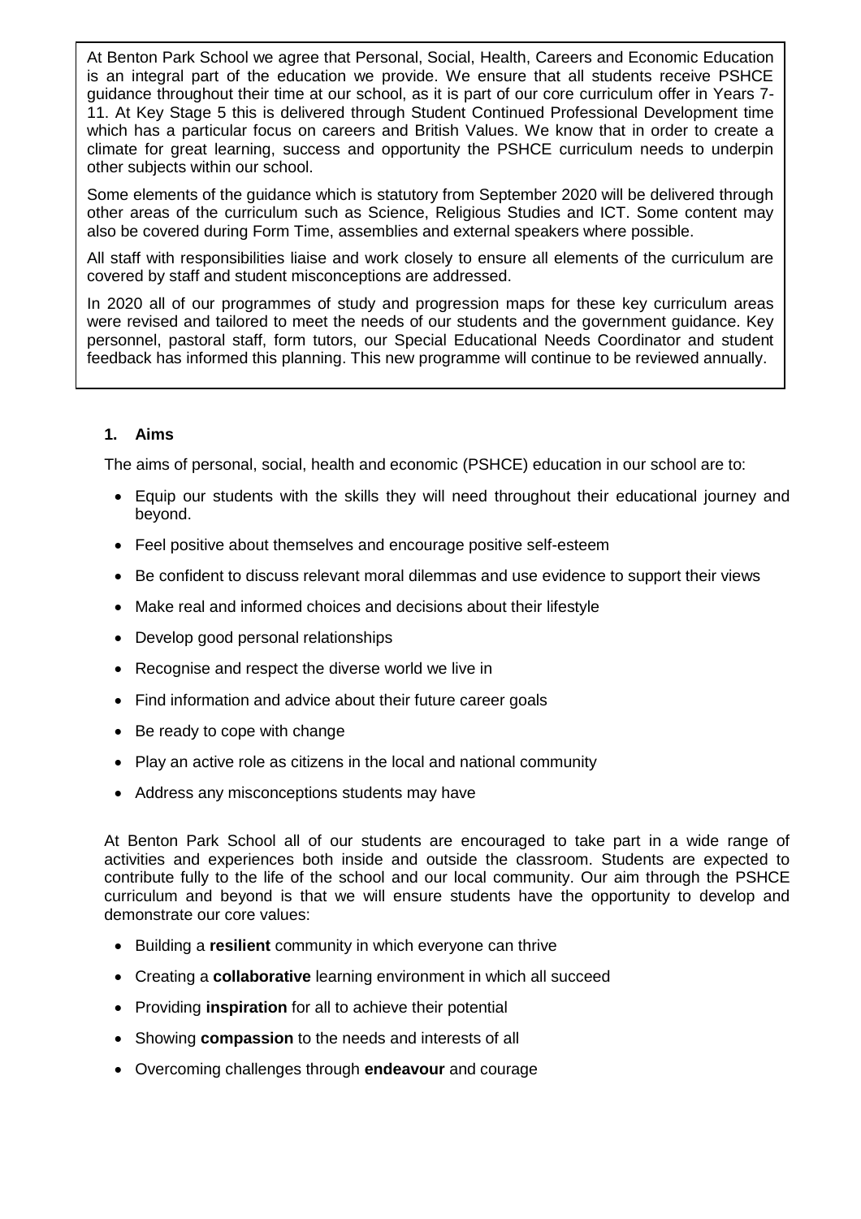At Benton Park School we agree that Personal, Social, Health, Careers and Economic Education is an integral part of the education we provide. We ensure that all students receive PSHCE guidance throughout their time at our school, as it is part of our core curriculum offer in Years 7-11. At Key Stage 5 this is delivered through Student Continued Professional Development time which has a particular focus on careers and British Values. We know that in order to create a climate for great learning, success and opportunity the PSHCE curriculum needs to underpin other subjects within our school.

Some elements of the guidance which is statutory from September 2020 will be delivered through other areas of the curriculum such as Science, Religious Studies and ICT. Some content may also be covered during Form Time, assemblies and external speakers where possible.

All staff with responsibilities liaise and work closely to ensure all elements of the curriculum are covered by staff and student misconceptions are addressed.

In 2020 all of our programmes of study and progression maps for these key curriculum areas were revised and tailored to meet the needs of our students and the government guidance. Key personnel, pastoral staff, form tutors, our Special Educational Needs Coordinator and student feedback has informed this planning. This new programme will continue to be reviewed annually.

## 1. Aims

The aims of personal, social, health and economic (PSHCE) education in our school are to:

- Equip our students with the skills they will need throughout their educational journey and beyond.
- Feel positive about themselves and encourage positive self-esteem
- Be confident to discuss relevant moral dilemmas and use evidence to support their views
- Make real and informed choices and decisions about their lifestyle
- Develop good personal relationships
- Recognise and respect the diverse world we live in
- Find information and advice about their future career goals
- Be ready to cope with change
- Play an active role as citizens in the local and national community
- Address any misconceptions students may have

At Benton Park School all of our students are encouraged to take part in a wide range of activities and experiences both inside and outside the classroom. Students are expected to contribute fully to the life of the school and our local community. Our aim through the PSHCE curriculum and beyond is that we will ensure students have the opportunity to develop and demonstrate our core values:

- Building a **resilient** community in which everyone can thrive
- Creating a **collaborative** learning environment in which all succeed
- Providing **inspiration** for all to achieve their potential
- Showing **compassion** to the needs and interests of all
- Overcoming challenges through **endeavour** and courage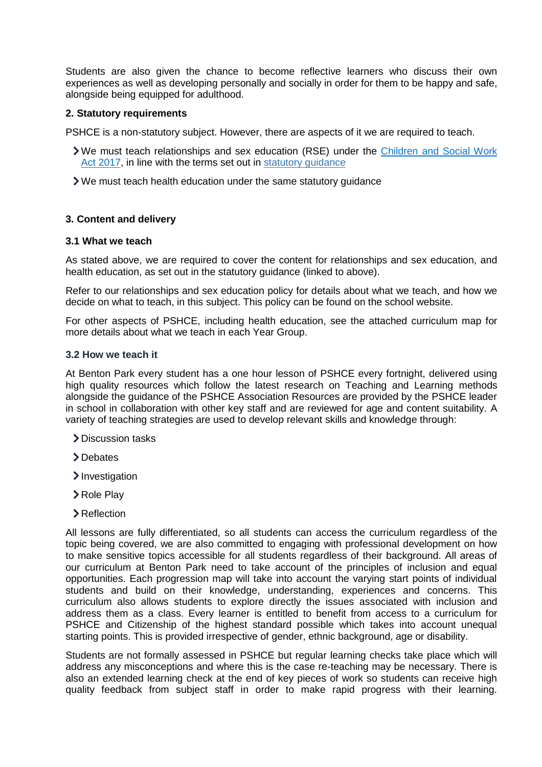Students are also given the chance to become reflective learners who discuss their own experiences as well as developing personally and socially in order for them to be happy and safe, alongside being equipped for adulthood.

**2. Statutory requirements**

PSHCE is a non-statutory subject. However, there are aspects of it we are required to teach.

- We must teach relationships and sex education (RSE) under the Children and Social Work Act 2017, in line with the terms set out in statutory guidance
- We must teach health education under the same statutory guidance

**3. Content and delivery**

**3.1 What we teach**

As stated above, we are required to cover the content for relationships and sex education, and health education, as set out in the statutory guidance (linked to above).

Refer to our relationships and sex education policy for details about what we teach, and how we decide on what to teach, in this subject. This policy can be found on the school website.

For other aspects of PSHCE, including health education, see the attached curriculum map for more details about what we teach in each Year Group.

**3.2 How we teach it**

At Benton Park every student has a one hour lesson of PSHCE every fortnight, delivered using high quality resources which follow the latest research on Teaching and Learning methods alongside the guidance of the PSHCE Association Resources are provided by the PSHCE leader in school in collaboration with other key staff and are reviewed for age and content suitability. A variety of teaching strategies are used to develop relevant skills and knowledge through:

- Discussion tasks
- Debates
- Investigation
- Role Play
- Reflection

All lessons are fully differentiated, so all students can access the curriculum regardless of the topic being covered, we are also committed to engaging with professional development on how to make sensitive topics accessible for all students regardless of their background. All areas of our curriculum at Benton Park need to take account of the principles of inclusion and equal opportunities. Each progression map will take into account the varying start points of individual students and build on their knowledge, understanding, experiences and concerns. This curriculum also allows students to explore directly the issues associated with inclusion and address them as a class. Every learner is entitled to benefit from access to a curriculum for PSHCE and Citizenship of the highest standard possible which takes into account unequal starting points. This is provided irrespective of gender, ethnic background, age or disability.

Students are not formally assessed in PSHCE but regular learning checks take place which will address any misconceptions and where this is the case re-teaching may be necessary. There is also an extended learning check at the end of key pieces of work so students can receive high quality feedback from subject staff in order to make rapid progress with their learning.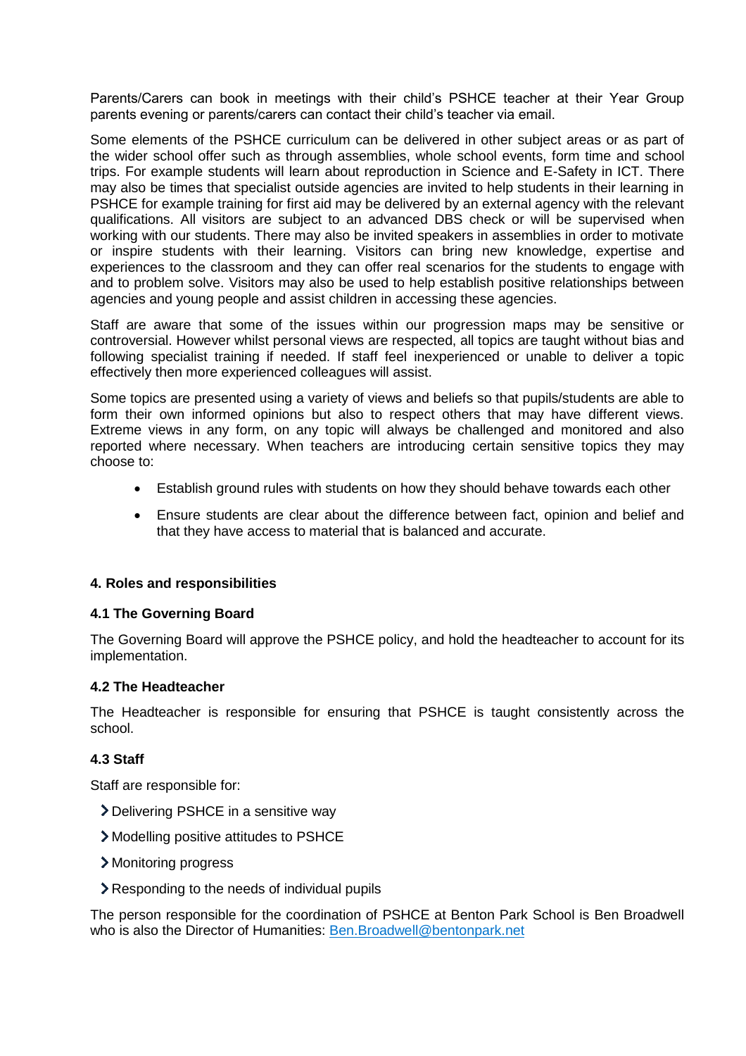Parents/Carers can book in meetings with their child's PSHCE teacher at their Year Group parents evening or parents/carers can contact their child's teacher via email.

Some elements of the PSHCE curriculum can be delivered in other subject areas or as part of the wider school offer such as through assemblies, whole school events, form time and school trips. For example students will learn about reproduction in Science and E-Safety in ICT. There may also be times that specialist outside agencies are invited to help students in their learning in PSHCE for example training for first aid may be delivered by an external agency with the relevant qualifications. All visitors are subject to an advanced DBS check or will be supervised when working with our students. There may also be invited speakers in assemblies in order to motivate or inspire students with their learning. Visitors can bring new knowledge, expertise and experiences to the classroom and they can offer real scenarios for the students to engage with and to problem solve. Visitors may also be used to help establish positive relationships between agencies and young people and assist children in accessing these agencies.

Staff are aware that some of the issues within our progression maps may be sensitive or controversial. However whilst personal views are respected, all topics are taught without bias and following specialist training if needed. If staff feel inexperienced or unable to deliver a topic effectively then more experienced colleagues will assist.

Some topics are presented using a variety of views and beliefs so that pupils/students are able to form their own informed opinions but also to respect others that may have different views. Extreme views in any form, on any topic will always be challenged and monitored and also reported where necessary. When teachers are introducing certain sensitive topics they may choose to:

- Establish ground rules with students on how they should behave towards each other
- Ensure students are clear about the difference between fact, opinion and belief and that they have access to material that is balanced and accurate.

### 4. Roles and responsibilities

#### 4.1 The Governing Board

The Governing Board will approve the PSHCE policy, and hold the headteacher to account for its implementation.

#### 4.2 The Headteacher

The Headteacher is responsible for ensuring that PSHCE is taught consistently across the school.

#### 4.3 Staff

Staff are responsible for:

- Delivering PSHCE in a sensitive way
- Modelling positive attitudes to PSHCE
- Monitoring progress
- Responding to the needs of individual pupils

The person responsible for the coordination of PSHCE at Benton Park School is Ben Broadwell who is also the Director of Humanities: Ben.Broadwell@bentonpark.net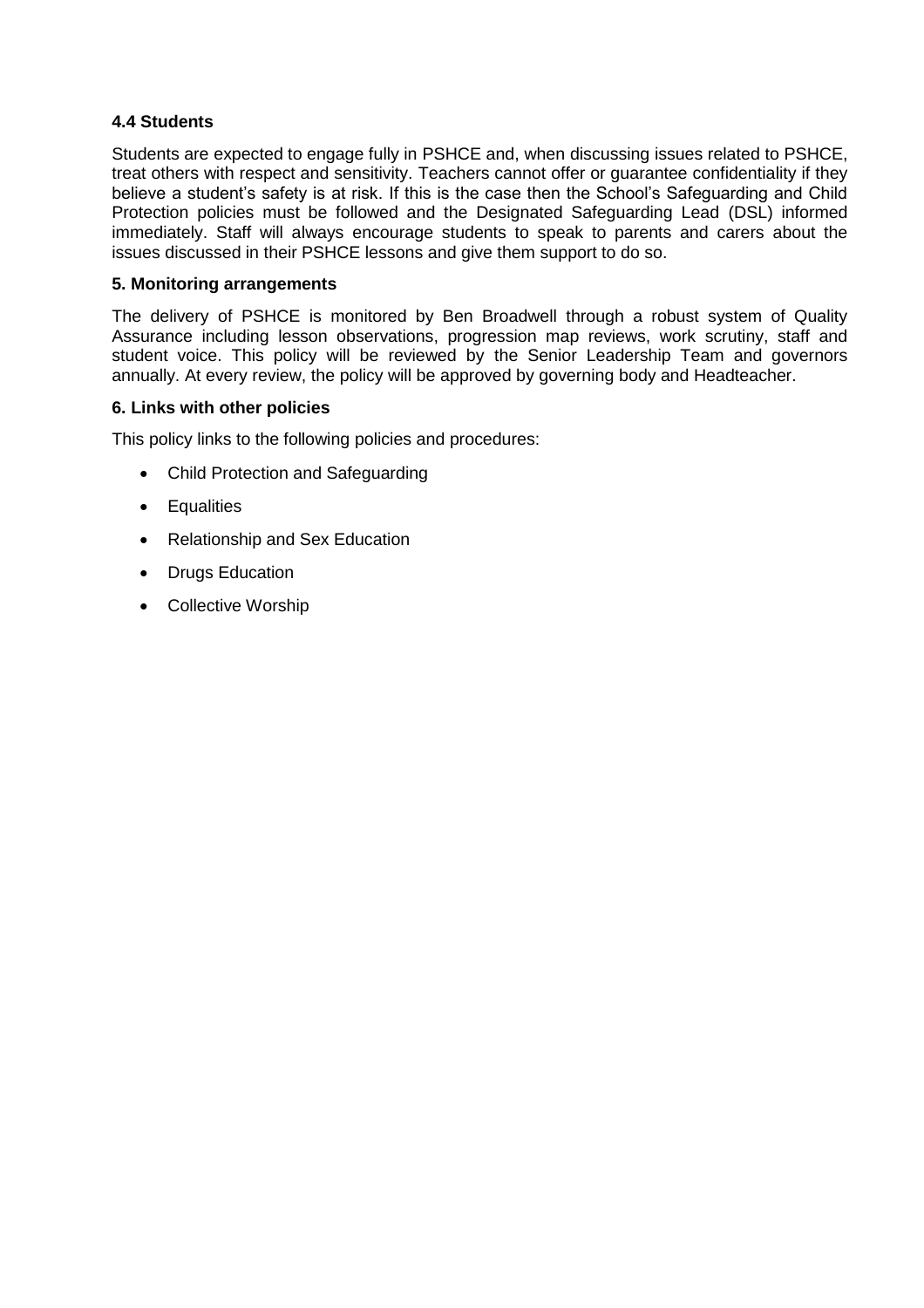### 4.4 Students

Students are expected to engage fully in PSHCE and, when discussing issues related to PSHCE, treat others with respect and sensitivity. Teachers cannot offer or guarantee confidentiality if they believe a student's safety is at risk. If this is the case then the School's Safeguarding and Child Protection policies must be followed and the Designated Safeguarding Lead (DSL) informed immediately. Staff will always encourage students to speak to parents and carers about the issues discussed in their PSHCE lessons and give them support to do so.

## 5. Monitoring arrangements

The delivery of PSHCE is monitored by Ben Broadwell through a robust system of Quality Assurance including lesson observations, progression map reviews, work scrutiny, staff and student voice. This policy will be reviewed by the Senior Leadership Team and governors annually. At every review, the policy will be approved by governing body and Headteacher.

## 6. Links with other policies

This policy links to the following policies and procedures:

- Child Protection and Safeguarding
- Equalities
- Relationship and Sex Education
- Drugs Education
- Collective Worship